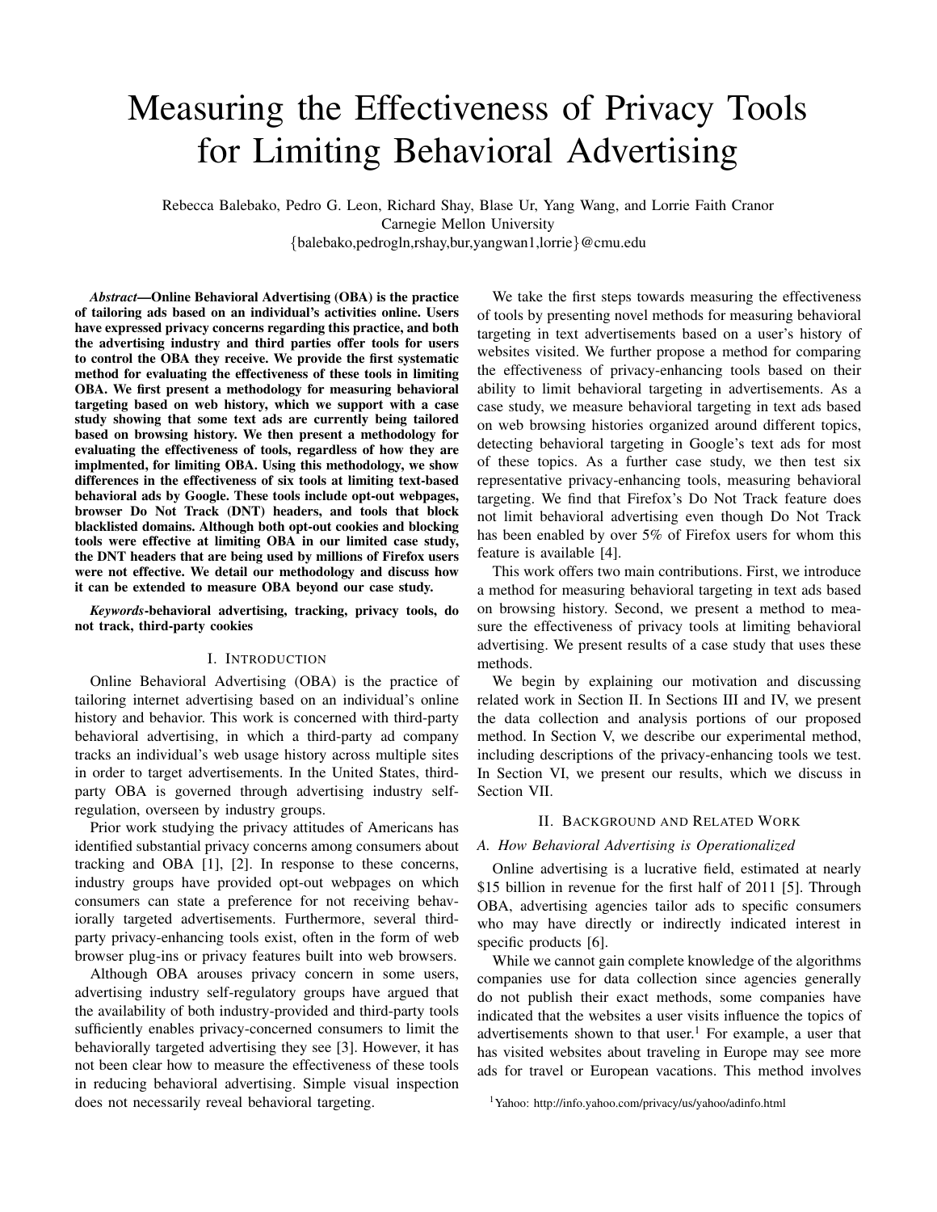# Measuring the Effectiveness of Privacy Tools for Limiting Behavioral Advertising

Rebecca Balebako, Pedro G. Leon, Richard Shay, Blase Ur, Yang Wang, and Lorrie Faith Cranor
Carnegie Mellon University
{balebako,pedrogln,rshay,bur,yangwan1,lorrie}@cmu.edu

***Abstract*—Online Behavioral Advertising (OBA) is the practice of tailoring ads based on an individual's activities online. Users have expressed privacy concerns regarding this practice, and both the advertising industry and third parties offer tools for users to control the OBA they receive. We provide the first systematic method for evaluating the effectiveness of these tools in limiting OBA. We first present a methodology for measuring behavioral targeting based on web history, which we support with a case study showing that some text ads are currently being tailored based on browsing history. We then present a methodology for evaluating the effectiveness of tools, regardless of how they are implmented, for limiting OBA. Using this methodology, we show differences in the effectiveness of six tools at limiting text-based behavioral ads by Google. These tools include opt-out webpages, browser Do Not Track (DNT) headers, and tools that block blacklisted domains. Although both opt-out cookies and blocking tools were effective at limiting OBA in our limited case study, the DNT headers that are being used by millions of Firefox users were not effective. We detail our methodology and discuss how it can be extended to measure OBA beyond our case study.**

***Keywords*-behavioral advertising, tracking, privacy tools, do not track, third-party cookies**

## I. Introduction

Online Behavioral Advertising (OBA) is the practice of tailoring internet advertising based on an individual's online history and behavior. This work is concerned with third-party behavioral advertising, in which a third-party ad company tracks an individual's web usage history across multiple sites in order to target advertisements. In the United States, third-party OBA is governed through advertising industry self-regulation, overseen by industry groups.

Prior work studying the privacy attitudes of Americans has identified substantial privacy concerns among consumers about tracking and OBA [1], [2]. In response to these concerns, industry groups have provided opt-out webpages on which consumers can state a preference for not receiving behaviorally targeted advertisements. Furthermore, several third-party privacy-enhancing tools exist, often in the form of web browser plug-ins or privacy features built into web browsers.

Although OBA arouses privacy concern in some users, advertising industry self-regulatory groups have argued that the availability of both industry-provided and third-party tools sufficiently enables privacy-concerned consumers to limit the behaviorally targeted advertising they see [3]. However, it has not been clear how to measure the effectiveness of these tools in reducing behavioral advertising. Simple visual inspection does not necessarily reveal behavioral targeting.

We take the first steps towards measuring the effectiveness of tools by presenting novel methods for measuring behavioral targeting in text advertisements based on a user's history of websites visited. We further propose a method for comparing the effectiveness of privacy-enhancing tools based on their ability to limit behavioral targeting in advertisements. As a case study, we measure behavioral targeting in text ads based on web browsing histories organized around different topics, detecting behavioral targeting in Google's text ads for most of these topics. As a further case study, we then test six representative privacy-enhancing tools, measuring behavioral targeting. We find that Firefox's Do Not Track feature does not limit behavioral advertising even though Do Not Track has been enabled by over 5% of Firefox users for whom this feature is available [4].

This work offers two main contributions. First, we introduce a method for measuring behavioral targeting in text ads based on browsing history. Second, we present a method to measure the effectiveness of privacy tools at limiting behavioral advertising. We present results of a case study that uses these methods.

We begin by explaining our motivation and discussing related work in Section II. In Sections III and IV, we present the data collection and analysis portions of our proposed method. In Section V, we describe our experimental method, including descriptions of the privacy-enhancing tools we test. In Section VI, we present our results, which we discuss in Section VII.

## II. Background and Related Work

### A. How Behavioral Advertising is Operationalized

Online advertising is a lucrative field, estimated at nearly \$15 billion in revenue for the first half of 2011 [5]. Through OBA, advertising agencies tailor ads to specific consumers who may have directly or indirectly indicated interest in specific products [6].

While we cannot gain complete knowledge of the algorithms companies use for data collection since agencies generally do not publish their exact methods, some companies have indicated that the websites a user visits influence the topics of advertisements shown to that user.[1] For example, a user that has visited websites about traveling in Europe may see more ads for travel or European vacations. This method involves

[1] Yahoo: http://info.yahoo.com/privacy/us/yahoo/adinfo.html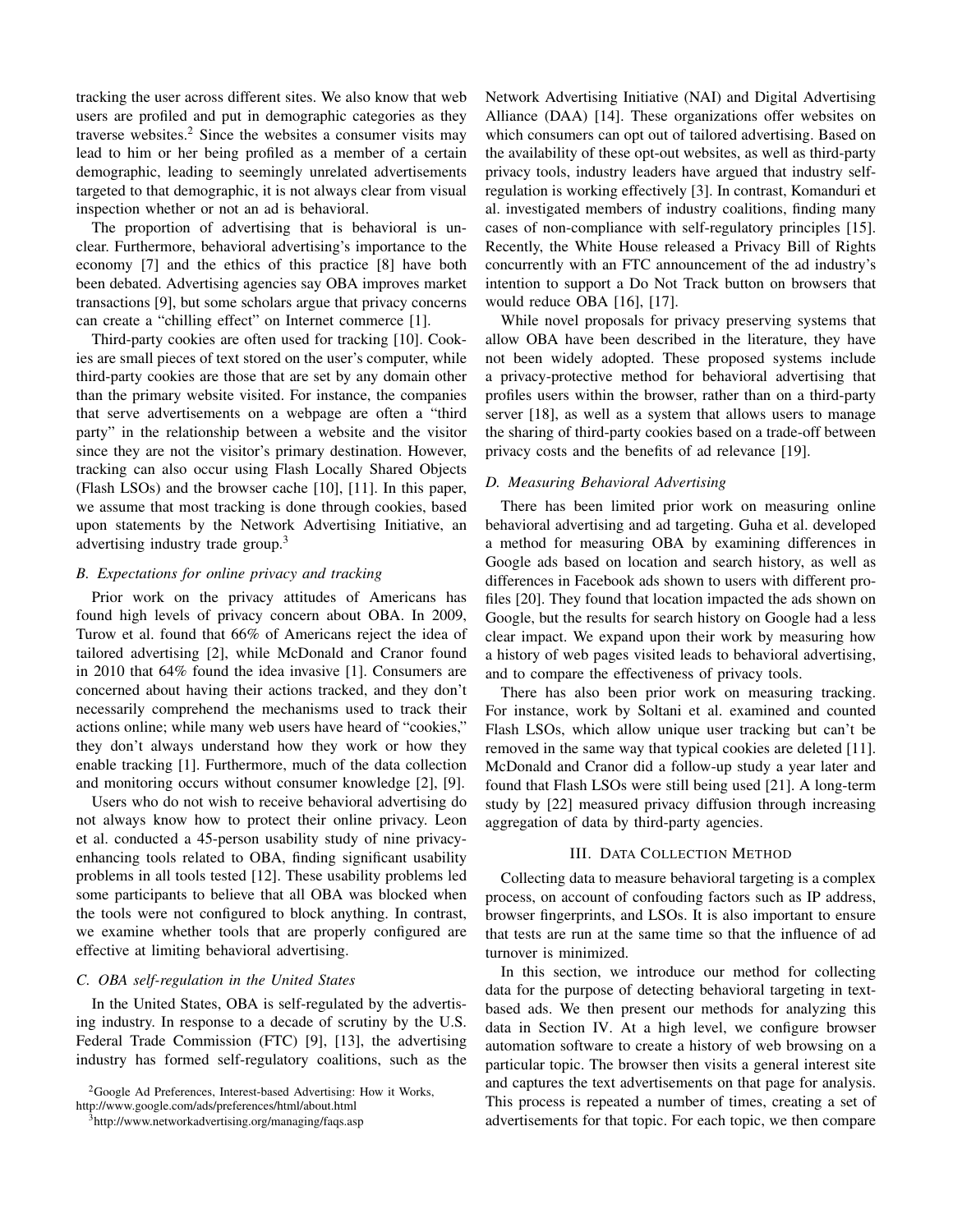tracking the user across different sites. We also know that web users are profiled and put in demographic categories as they traverse websites.[2] Since the websites a consumer visits may lead to him or her being profiled as a member of a certain demographic, leading to seemingly unrelated advertisements targeted to that demographic, it is not always clear from visual inspection whether or not an ad is behavioral.

The proportion of advertising that is behavioral is unclear. Furthermore, behavioral advertising's importance to the economy [7] and the ethics of this practice [8] have both been debated. Advertising agencies say OBA improves market transactions [9], but some scholars argue that privacy concerns can create a "chilling effect" on Internet commerce [1].

Third-party cookies are often used for tracking [10]. Cookies are small pieces of text stored on the user's computer, while third-party cookies are those that are set by any domain other than the primary website visited. For instance, the companies that serve advertisements on a webpage are often a "third party" in the relationship between a website and the visitor since they are not the visitor's primary destination. However, tracking can also occur using Flash Locally Shared Objects (Flash LSOs) and the browser cache [10], [11]. In this paper, we assume that most tracking is done through cookies, based upon statements by the Network Advertising Initiative, an advertising industry trade group.[3]

### B. Expectations for online privacy and tracking

Prior work on the privacy attitudes of Americans has found high levels of privacy concern about OBA. In 2009, Turow et al. found that 66% of Americans reject the idea of tailored advertising [2], while McDonald and Cranor found in 2010 that 64% found the idea invasive [1]. Consumers are concerned about having their actions tracked, and they don't necessarily comprehend the mechanisms used to track their actions online; while many web users have heard of "cookies," they don't always understand how they work or how they enable tracking [1]. Furthermore, much of the data collection and monitoring occurs without consumer knowledge [2], [9].

Users who do not wish to receive behavioral advertising do not always know how to protect their online privacy. Leon et al. conducted a 45-person usability study of nine privacy-enhancing tools related to OBA, finding significant usability problems in all tools tested [12]. These usability problems led some participants to believe that all OBA was blocked when the tools were not configured to block anything. In contrast, we examine whether tools that are properly configured are effective at limiting behavioral advertising.

### C. OBA self-regulation in the United States

In the United States, OBA is self-regulated by the advertising industry. In response to a decade of scrutiny by the U.S. Federal Trade Commission (FTC) [9], [13], the advertising industry has formed self-regulatory coalitions, such as the Network Advertising Initiative (NAI) and Digital Advertising Alliance (DAA) [14]. These organizations offer websites on which consumers can opt out of tailored advertising. Based on the availability of these opt-out websites, as well as third-party privacy tools, industry leaders have argued that industry self-regulation is working effectively [3]. In contrast, Komanduri et al. investigated members of industry coalitions, finding many cases of non-compliance with self-regulatory principles [15]. Recently, the White House released a Privacy Bill of Rights concurrently with an FTC announcement of the ad industry's intention to support a Do Not Track button on browsers that would reduce OBA [16], [17].

While novel proposals for privacy preserving systems that allow OBA have been described in the literature, they have not been widely adopted. These proposed systems include a privacy-protective method for behavioral advertising that profiles users within the browser, rather than on a third-party server [18], as well as a system that allows users to manage the sharing of third-party cookies based on a trade-off between privacy costs and the benefits of ad relevance [19].

### D. Measuring Behavioral Advertising

There has been limited prior work on measuring online behavioral advertising and ad targeting. Guha et al. developed a method for measuring OBA by examining differences in Google ads based on location and search history, as well as differences in Facebook ads shown to users with different profiles [20]. They found that location impacted the ads shown on Google, but the results for search history on Google had a less clear impact. We expand upon their work by measuring how a history of web pages visited leads to behavioral advertising, and to compare the effectiveness of privacy tools.

There has also been prior work on measuring tracking. For instance, work by Soltani et al. examined and counted Flash LSOs, which allow unique user tracking but can't be removed in the same way that typical cookies are deleted [11]. McDonald and Cranor did a follow-up study a year later and found that Flash LSOs were still being used [21]. A long-term study by [22] measured privacy diffusion through increasing aggregation of data by third-party agencies.

## III. Data Collection Method

Collecting data to measure behavioral targeting is a complex process, on account of confouding factors such as IP address, browser fingerprints, and LSOs. It is also important to ensure that tests are run at the same time so that the influence of ad turnover is minimized.

In this section, we introduce our method for collecting data for the purpose of detecting behavioral targeting in text-based ads. We then present our methods for analyzing this data in Section IV. At a high level, we configure browser automation software to create a history of web browsing on a particular topic. The browser then visits a general interest site and captures the text advertisements on that page for analysis. This process is repeated a number of times, creating a set of advertisements for that topic. For each topic, we then compare

[2] Google Ad Preferences, Interest-based Advertising: How it Works, http://www.google.com/ads/preferences/html/about.html

[3] http://www.networkadvertising.org/managing/faqs.asp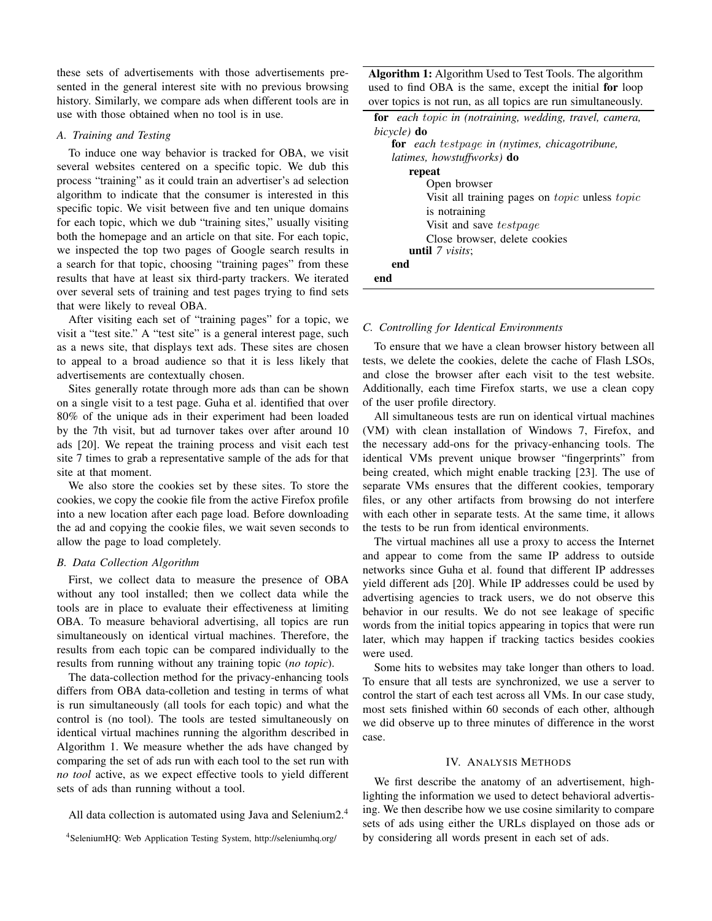these sets of advertisements with those advertisements presented in the general interest site with no previous browsing history. Similarly, we compare ads when different tools are in use with those obtained when no tool is in use.

### *A. Training and Testing*

To induce one way behavior is tracked for OBA, we visit several websites centered on a specific topic. We dub this process "training" as it could train an advertiser's ad selection algorithm to indicate that the consumer is interested in this specific topic. We visit between five and ten unique domains for each topic, which we dub "training sites," usually visiting both the homepage and an article on that site. For each topic, we inspected the top two pages of Google search results in a search for that topic, choosing "training pages" from these results that have at least six third-party trackers. We iterated over several sets of training and test pages trying to find sets that were likely to reveal OBA.

After visiting each set of "training pages" for a topic, we visit a "test site." A "test site" is a general interest page, such as a news site, that displays text ads. These sites are chosen to appeal to a broad audience so that it is less likely that advertisements are contextually chosen.

Sites generally rotate through more ads than can be shown on a single visit to a test page. Guha et al. identified that over 80% of the unique ads in their experiment had been loaded by the 7th visit, but ad turnover takes over after around 10 ads [20]. We repeat the training process and visit each test site 7 times to grab a representative sample of the ads for that site at that moment.

We also store the cookies set by these sites. To store the cookies, we copy the cookie file from the active Firefox profile into a new location after each page load. Before downloading the ad and copying the cookie files, we wait seven seconds to allow the page to load completely.

### *B. Data Collection Algorithm*

First, we collect data to measure the presence of OBA without any tool installed; then we collect data while the tools are in place to evaluate their effectiveness at limiting OBA. To measure behavioral advertising, all topics are run simultaneously on identical virtual machines. Therefore, the results from each topic can be compared individually to the results from running without any training topic (*no topic*).

The data-collection method for the privacy-enhancing tools differs from OBA data-colletion and testing in terms of what is run simultaneously (all tools for each topic) and what the control is (no tool). The tools are tested simultaneously on identical virtual machines running the algorithm described in Algorithm 1. We measure whether the ads have changed by comparing the set of ads run with each tool to the set run with *no tool* active, as we expect effective tools to yield different sets of ads than running without a tool.

All data collection is automated using Java and Selenium2.[4]

[4]SeleniumHQ: Web Application Testing System, http://seleniumhq.org/

**Algorithm 1:** Algorithm Used to Test Tools. The algorithm used to find OBA is the same, except the initial **for** loop over topics is not run, as all topics are run simultaneously.

```
for each topic in (notraining, wedding, travel, camera, bicycle) do
    for each testpage in (nytimes, chicagotribune, latimes, howstuffworks) do
        repeat
            Open browser
            Visit all training pages on topic unless topic is notraining
            Visit and save testpage
            Close browser, delete cookies
        until 7 visits;
    end
end
```

### *C. Controlling for Identical Environments*

To ensure that we have a clean browser history between all tests, we delete the cookies, delete the cache of Flash LSOs, and close the browser after each visit to the test website. Additionally, each time Firefox starts, we use a clean copy of the user profile directory.

All simultaneous tests are run on identical virtual machines (VM) with clean installation of Windows 7, Firefox, and the necessary add-ons for the privacy-enhancing tools. The identical VMs prevent unique browser "fingerprints" from being created, which might enable tracking [23]. The use of separate VMs ensures that the different cookies, temporary files, or any other artifacts from browsing do not interfere with each other in separate tests. At the same time, it allows the tests to be run from identical environments.

The virtual machines all use a proxy to access the Internet and appear to come from the same IP address to outside networks since Guha et al. found that different IP addresses yield different ads [20]. While IP addresses could be used by advertising agencies to track users, we do not observe this behavior in our results. We do not see leakage of specific words from the initial topics appearing in topics that were run later, which may happen if tracking tactics besides cookies were used.

Some hits to websites may take longer than others to load. To ensure that all tests are synchronized, we use a server to control the start of each test across all VMs. In our case study, most sets finished within 60 seconds of each other, although we did observe up to three minutes of difference in the worst case.

## IV. Analysis Methods

We first describe the anatomy of an advertisement, highlighting the information we used to detect behavioral advertising. We then describe how we use cosine similarity to compare sets of ads using either the URLs displayed on those ads or by considering all words present in each set of ads.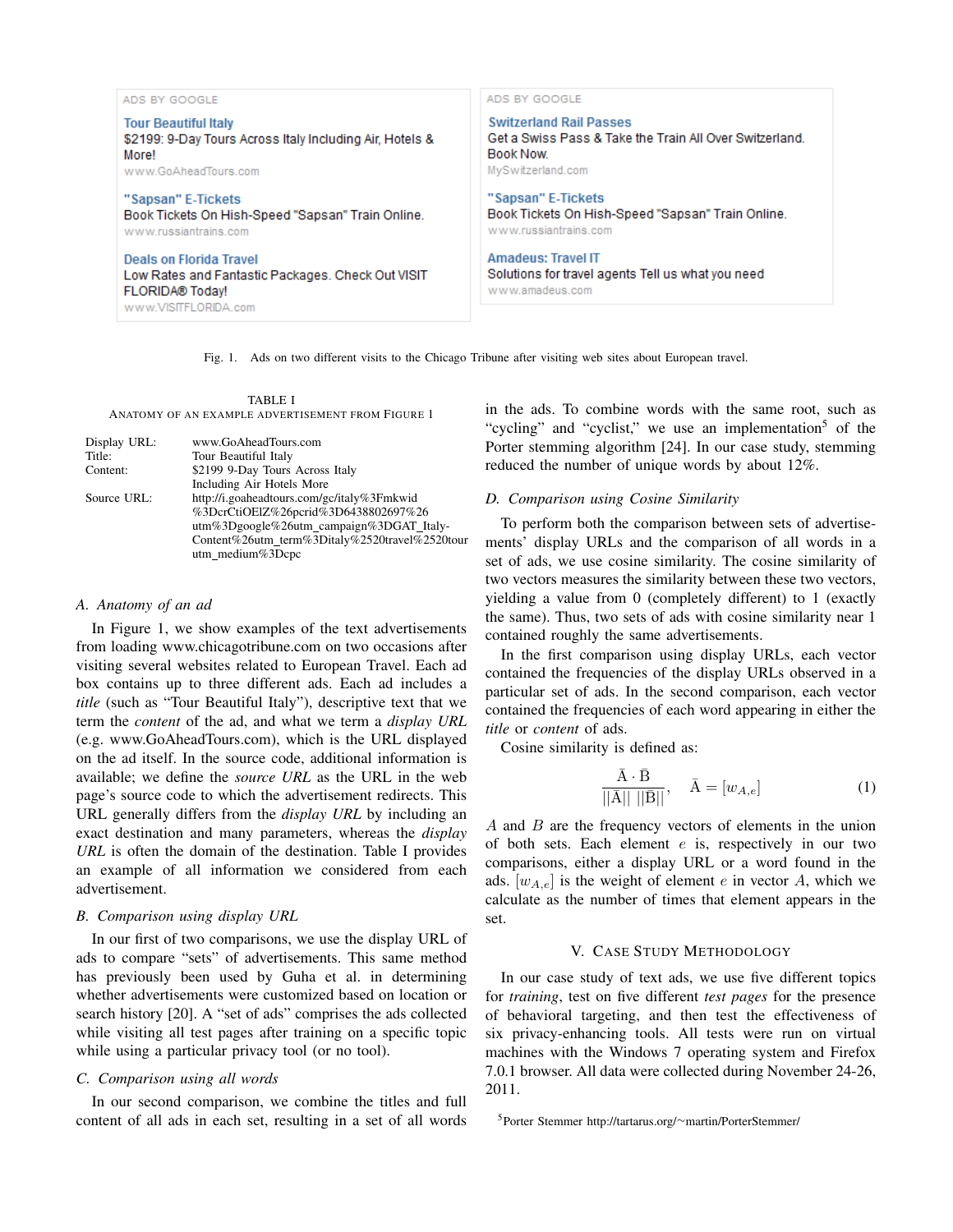Fig. 1. Ads on two different visits to the Chicago Tribune after visiting web sites about European travel.

TABLE I
ANATOMY OF AN EXAMPLE ADVERTISEMENT FROM FIGURE 1

| | |
|---|---|
| Display URL: | www.GoAheadTours.com |
| Title: | Tour Beautiful Italy |
| Content: | $2199 9-Day Tours Across Italy Including Air Hotels More |
| Source URL: | http://i.goaheadtours.com/gc/italy%3Fmkwid %3DcrCtiOElZ%26pcrid%3D6438802697%26 utm%3Dgoogle%26utm_campaign%3DGAT_Italy-Content%26utm_term%3Ditaly%2520travel%2520tour utm_medium%3Dcpc |

### A. Anatomy of an ad

In Figure 1, we show examples of the text advertisements from loading www.chicagotribune.com on two occasions after visiting several websites related to European Travel. Each ad box contains up to three different ads. Each ad includes a *title* (such as "Tour Beautiful Italy"), descriptive text that we term the *content* of the ad, and what we term a *display URL* (e.g. www.GoAheadTours.com), which is the URL displayed on the ad itself. In the source code, additional information is available; we define the *source URL* as the URL in the web page's source code to which the advertisement redirects. This URL generally differs from the *display URL* by including an exact destination and many parameters, whereas the *display URL* is often the domain of the destination. Table I provides an example of all information we considered from each advertisement.

### B. Comparison using display URL

In our first of two comparisons, we use the display URL of ads to compare "sets" of advertisements. This same method has previously been used by Guha et al. in determining whether advertisements were customized based on location or search history [20]. A "set of ads" comprises the ads collected while visiting all test pages after training on a specific topic while using a particular privacy tool (or no tool).

### C. Comparison using all words

In our second comparison, we combine the titles and full content of all ads in each set, resulting in a set of all words in the ads. To combine words with the same root, such as "cycling" and "cyclist," we use an implementation[5] of the Porter stemming algorithm [24]. In our case study, stemming reduced the number of unique words by about 12%.

### D. Comparison using Cosine Similarity

To perform both the comparison between sets of advertisements' display URLs and the comparison of all words in a set of ads, we use cosine similarity. The cosine similarity of two vectors measures the similarity between these two vectors, yielding a value from 0 (completely different) to 1 (exactly the same). Thus, two sets of ads with cosine similarity near 1 contained roughly the same advertisements.

In the first comparison using display URLs, each vector contained the frequencies of the display URLs observed in a particular set of ads. In the second comparison, each vector contained the frequencies of each word appearing in either the *title* or *content* of ads.

Cosine similarity is defined as:

$$\frac{\bar{A} \cdot \bar{B}}{||\bar{A}|| \; ||\bar{B}||}, \quad \bar{A} = [w_{A,e}] \tag{1}$$

$A$ and $B$ are the frequency vectors of elements in the union of both sets. Each element $e$ is, respectively in our two comparisons, either a display URL or a word found in the ads. $[w_{A,e}]$ is the weight of element $e$ in vector $A$, which we calculate as the number of times that element appears in the set.

## V. CASE STUDY METHODOLOGY

In our case study of text ads, we use five different topics for *training*, test on five different *test pages* for the presence of behavioral targeting, and then test the effectiveness of six privacy-enhancing tools. All tests were run on virtual machines with the Windows 7 operating system and Firefox 7.0.1 browser. All data were collected during November 24-26, 2011.

[5] Porter Stemmer http://tartarus.org/~martin/PorterStemmer/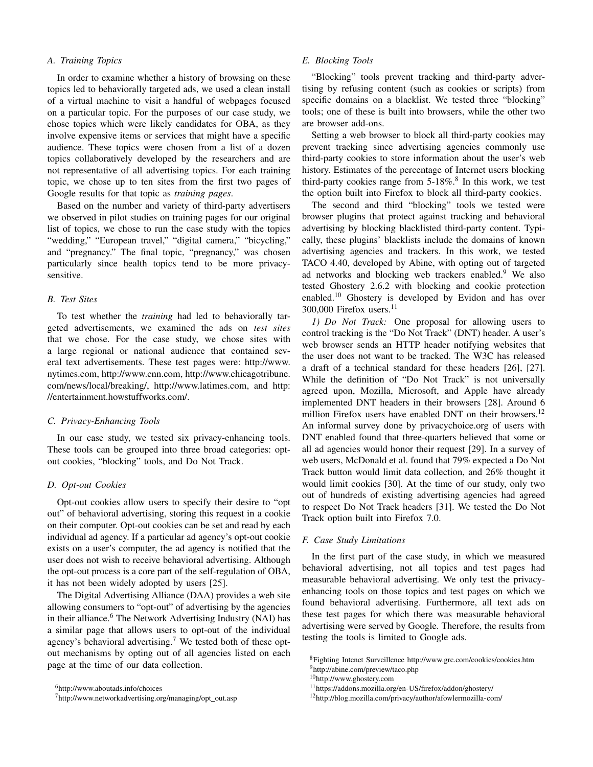### A. Training Topics

In order to examine whether a history of browsing on these topics led to behaviorally targeted ads, we used a clean install of a virtual machine to visit a handful of webpages focused on a particular topic. For the purposes of our case study, we chose topics which were likely candidates for OBA, as they involve expensive items or services that might have a specific audience. These topics were chosen from a list of a dozen topics collaboratively developed by the researchers and are not representative of all advertising topics. For each training topic, we chose up to ten sites from the first two pages of Google results for that topic as *training pages*.

Based on the number and variety of third-party advertisers we observed in pilot studies on training pages for our original list of topics, we chose to run the case study with the topics "wedding," "European travel," "digital camera," "bicycling," and "pregnancy." The final topic, "pregnancy," was chosen particularly since health topics tend to be more privacy-sensitive.

### B. Test Sites

To test whether the *training* had led to behaviorally targeted advertisements, we examined the ads on *test sites* that we chose. For the case study, we chose sites with a large regional or national audience that contained several text advertisements. These test pages were: http://www.nytimes.com, http://www.cnn.com, http://www.chicagotribune.com/news/local/breaking/, http://www.latimes.com, and http://entertainment.howstuffworks.com/.

### C. Privacy-Enhancing Tools

In our case study, we tested six privacy-enhancing tools. These tools can be grouped into three broad categories: opt-out cookies, "blocking" tools, and Do Not Track.

### D. Opt-out Cookies

Opt-out cookies allow users to specify their desire to "opt out" of behavioral advertising, storing this request in a cookie on their computer. Opt-out cookies can be set and read by each individual ad agency. If a particular ad agency's opt-out cookie exists on a user's computer, the ad agency is notified that the user does not wish to receive behavioral advertising. Although the opt-out process is a core part of the self-regulation of OBA, it has not been widely adopted by users [25].

The Digital Advertising Alliance (DAA) provides a web site allowing consumers to "opt-out" of advertising by the agencies in their alliance.[6] The Network Advertising Industry (NAI) has a similar page that allows users to opt-out of the individual agency's behavioral advertising.[7] We tested both of these opt-out mechanisms by opting out of all agencies listed on each page at the time of our data collection.

[6]http://www.aboutads.info/choices

[7]http://www.networkadvertising.org/managing/opt_out.asp

### E. Blocking Tools

"Blocking" tools prevent tracking and third-party advertising by refusing content (such as cookies or scripts) from specific domains on a blacklist. We tested three "blocking" tools; one of these is built into browsers, while the other two are browser add-ons.

Setting a web browser to block all third-party cookies may prevent tracking since advertising agencies commonly use third-party cookies to store information about the user's web history. Estimates of the percentage of Internet users blocking third-party cookies range from 5-18%.[8] In this work, we test the option built into Firefox to block all third-party cookies.

The second and third "blocking" tools we tested were browser plugins that protect against tracking and behavioral advertising by blocking blacklisted third-party content. Typically, these plugins' blacklists include the domains of known advertising agencies and trackers. In this work, we tested TACO 4.40, developed by Abine, with opting out of targeted ad networks and blocking web trackers enabled.[9] We also tested Ghostery 2.6.2 with blocking and cookie protection enabled.[10] Ghostery is developed by Evidon and has over 300,000 Firefox users.[11]

*1) Do Not Track:* One proposal for allowing users to control tracking is the "Do Not Track" (DNT) header. A user's web browser sends an HTTP header notifying websites that the user does not want to be tracked. The W3C has released a draft of a technical standard for these headers [26], [27]. While the definition of "Do Not Track" is not universally agreed upon, Mozilla, Microsoft, and Apple have already implemented DNT headers in their browsers [28]. Around 6 million Firefox users have enabled DNT on their browsers.[12] An informal survey done by privacychoice.org of users with DNT enabled found that three-quarters believed that some or all ad agencies would honor their request [29]. In a survey of web users, McDonald et al. found that 79% expected a Do Not Track button would limit data collection, and 26% thought it would limit cookies [30]. At the time of our study, only two out of hundreds of existing advertising agencies had agreed to respect Do Not Track headers [31]. We tested the Do Not Track option built into Firefox 7.0.

### F. Case Study Limitations

In the first part of the case study, in which we measured behavioral advertising, not all topics and test pages had measurable behavioral advertising. We only test the privacy-enhancing tools on those topics and test pages on which we found behavioral advertising. Furthermore, all text ads on these test pages for which there was measurable behavioral advertising were served by Google. Therefore, the results from testing the tools is limited to Google ads.

[8]Fighting Intenet Surveillence http://www.grc.com/cookies/cookies.htm

[9]http://abine.com/preview/taco.php

[10]http://www.ghostery.com

[11]https://addons.mozilla.org/en-US/firefox/addon/ghostery/

[12]http://blog.mozilla.com/privacy/author/afowlermozilla-com/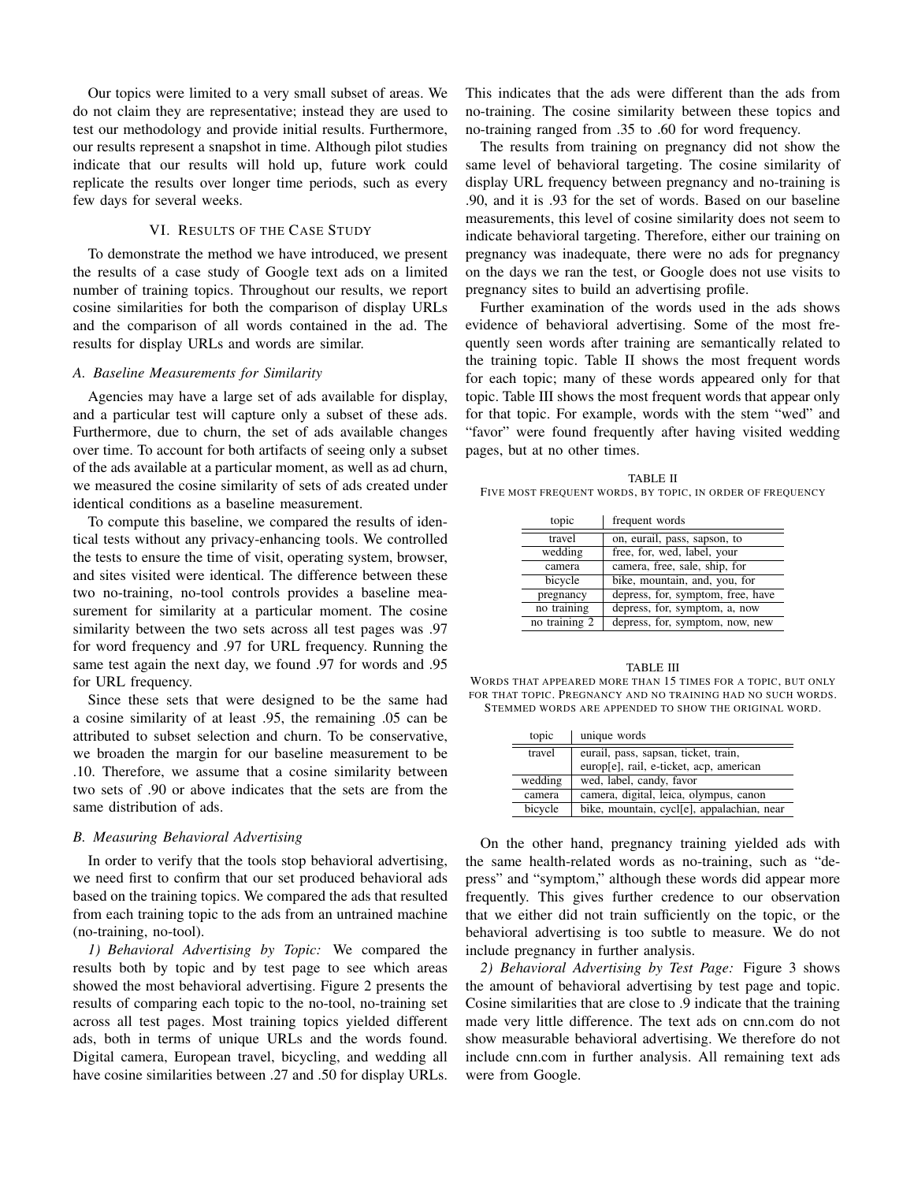Our topics were limited to a very small subset of areas. We do not claim they are representative; instead they are used to test our methodology and provide initial results. Furthermore, our results represent a snapshot in time. Although pilot studies indicate that our results will hold up, future work could replicate the results over longer time periods, such as every few days for several weeks.

## VI. Results of the Case Study

To demonstrate the method we have introduced, we present the results of a case study of Google text ads on a limited number of training topics. Throughout our results, we report cosine similarities for both the comparison of display URLs and the comparison of all words contained in the ad. The results for display URLs and words are similar.

### A. Baseline Measurements for Similarity

Agencies may have a large set of ads available for display, and a particular test will capture only a subset of these ads. Furthermore, due to churn, the set of ads available changes over time. To account for both artifacts of seeing only a subset of the ads available at a particular moment, as well as ad churn, we measured the cosine similarity of sets of ads created under identical conditions as a baseline measurement.

To compute this baseline, we compared the results of identical tests without any privacy-enhancing tools. We controlled the tests to ensure the time of visit, operating system, browser, and sites visited were identical. The difference between these two no-training, no-tool controls provides a baseline measurement for similarity at a particular moment. The cosine similarity between the two sets across all test pages was .97 for word frequency and .97 for URL frequency. Running the same test again the next day, we found .97 for words and .95 for URL frequency.

Since these sets that were designed to be the same had a cosine similarity of at least .95, the remaining .05 can be attributed to subset selection and churn. To be conservative, we broaden the margin for our baseline measurement to be .10. Therefore, we assume that a cosine similarity between two sets of .90 or above indicates that the sets are from the same distribution of ads.

### B. Measuring Behavioral Advertising

In order to verify that the tools stop behavioral advertising, we need first to confirm that our set produced behavioral ads based on the training topics. We compared the ads that resulted from each training topic to the ads from an untrained machine (no-training, no-tool).

*1) Behavioral Advertising by Topic:* We compared the results both by topic and by test page to see which areas showed the most behavioral advertising. Figure 2 presents the results of comparing each topic to the no-tool, no-training set across all test pages. Most training topics yielded different ads, both in terms of unique URLs and the words found. Digital camera, European travel, bicycling, and wedding all have cosine similarities between .27 and .50 for display URLs. This indicates that the ads were different than the ads from no-training. The cosine similarity between these topics and no-training ranged from .35 to .60 for word frequency.

The results from training on pregnancy did not show the same level of behavioral targeting. The cosine similarity of display URL frequency between pregnancy and no-training is .90, and it is .93 for the set of words. Based on our baseline measurements, this level of cosine similarity does not seem to indicate behavioral targeting. Therefore, either our training on pregnancy was inadequate, there were no ads for pregnancy on the days we ran the test, or Google does not use visits to pregnancy sites to build an advertising profile.

Further examination of the words used in the ads shows evidence of behavioral advertising. Some of the most frequently seen words after training are semantically related to the training topic. Table II shows the most frequent words for each topic; many of these words appeared only for that topic. Table III shows the most frequent words that appear only for that topic. For example, words with the stem "wed" and "favor" were found frequently after having visited wedding pages, but at no other times.

TABLE II
FIVE MOST FREQUENT WORDS, BY TOPIC, IN ORDER OF FREQUENCY

| topic | frequent words |
|---|---|
| travel | on, eurail, pass, sapson, to |
| wedding | free, for, wed, label, your |
| camera | camera, free, sale, ship, for |
| bicycle | bike, mountain, and, you, for |
| pregnancy | depress, for, symptom, free, have |
| no training | depress, for, symptom, a, now |
| no training 2 | depress, for, symptom, now, new |

TABLE III
WORDS THAT APPEARED MORE THAN 15 TIMES FOR A TOPIC, BUT ONLY FOR THAT TOPIC. PREGNANCY AND NO TRAINING HAD NO SUCH WORDS. STEMMED WORDS ARE APPENDED TO SHOW THE ORIGINAL WORD.

| topic | unique words |
|---|---|
| travel | eurail, pass, sapsan, ticket, train, europ[e], rail, e-ticket, acp, american |
| wedding | wed, label, candy, favor |
| camera | camera, digital, leica, olympus, canon |
| bicycle | bike, mountain, cycl[e], appalachian, near |

On the other hand, pregnancy training yielded ads with the same health-related words as no-training, such as "depress" and "symptom," although these words did appear more frequently. This gives further credence to our observation that we either did not train sufficiently on the topic, or the behavioral advertising is too subtle to measure. We do not include pregnancy in further analysis.

*2) Behavioral Advertising by Test Page:* Figure 3 shows the amount of behavioral advertising by test page and topic. Cosine similarities that are close to .9 indicate that the training made very little difference. The text ads on cnn.com do not show measurable behavioral advertising. We therefore do not include cnn.com in further analysis. All remaining text ads were from Google.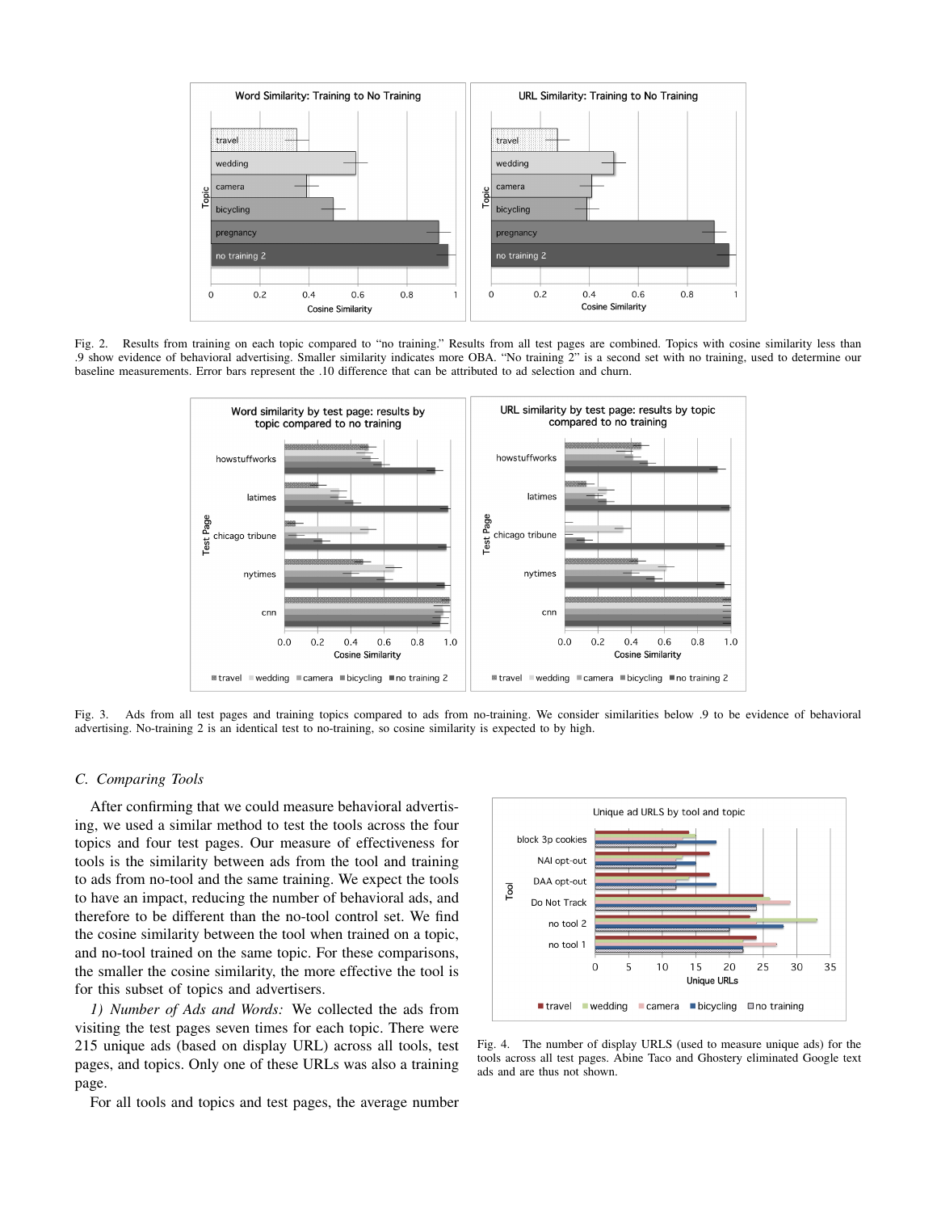Fig. 2. Results from training on each topic compared to "no training." Results from all test pages are combined. Topics with cosine similarity less than .9 show evidence of behavioral advertising. Smaller similarity indicates more OBA. "No training 2" is a second set with no training, used to determine our baseline measurements. Error bars represent the .10 difference that can be attributed to ad selection and churn.

Fig. 3. Ads from all test pages and training topics compared to ads from no-training. We consider similarities below .9 to be evidence of behavioral advertising. No-training 2 is an identical test to no-training, so cosine similarity is expected to by high.

### C. Comparing Tools

After confirming that we could measure behavioral advertising, we used a similar method to test the tools across the four topics and four test pages. Our measure of effectiveness for tools is the similarity between ads from the tool and training to ads from no-tool and the same training. We expect the tools to have an impact, reducing the number of behavioral ads, and therefore to be different than the no-tool control set. We find the cosine similarity between the tool when trained on a topic, and no-tool trained on the same topic. For these comparisons, the smaller the cosine similarity, the more effective the tool is for this subset of topics and advertisers.

*1) Number of Ads and Words:* We collected the ads from visiting the test pages seven times for each topic. There were 215 unique ads (based on display URL) across all tools, test pages, and topics. Only one of these URLs was also a training page.

For all tools and topics and test pages, the average number

Fig. 4. The number of display URLS (used to measure unique ads) for the tools across all test pages. Abine Taco and Ghostery eliminated Google text ads and are thus not shown.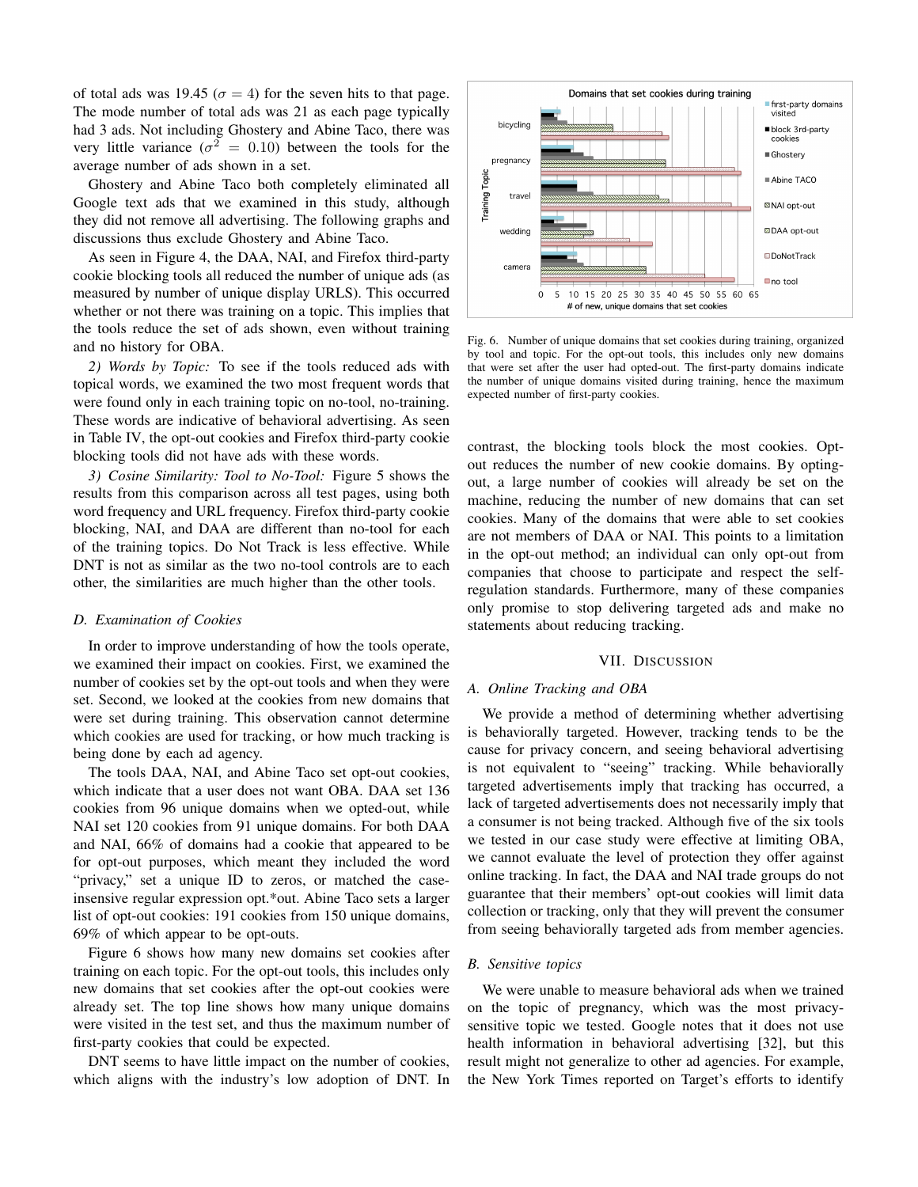of total ads was 19.45 ($\sigma = 4$) for the seven hits to that page. The mode number of total ads was 21 as each page typically had 3 ads. Not including Ghostery and Abine Taco, there was very little variance ($\sigma^2 = 0.10$) between the tools for the average number of ads shown in a set.

Ghostery and Abine Taco both completely eliminated all Google text ads that we examined in this study, although they did not remove all advertising. The following graphs and discussions thus exclude Ghostery and Abine Taco.

As seen in Figure 4, the DAA, NAI, and Firefox third-party cookie blocking tools all reduced the number of unique ads (as measured by number of unique display URLS). This occurred whether or not there was training on a topic. This implies that the tools reduce the set of ads shown, even without training and no history for OBA.

*2) Words by Topic:* To see if the tools reduced ads with topical words, we examined the two most frequent words that were found only in each training topic on no-tool, no-training. These words are indicative of behavioral advertising. As seen in Table IV, the opt-out cookies and Firefox third-party cookie blocking tools did not have ads with these words.

*3) Cosine Similarity: Tool to No-Tool:* Figure 5 shows the results from this comparison across all test pages, using both word frequency and URL frequency. Firefox third-party cookie blocking, NAI, and DAA are different than no-tool for each of the training topics. Do Not Track is less effective. While DNT is not as similar as the two no-tool controls are to each other, the similarities are much higher than the other tools.

### D. Examination of Cookies

In order to improve understanding of how the tools operate, we examined their impact on cookies. First, we examined the number of cookies set by the opt-out tools and when they were set. Second, we looked at the cookies from new domains that were set during training. This observation cannot determine which cookies are used for tracking, or how much tracking is being done by each ad agency.

The tools DAA, NAI, and Abine Taco set opt-out cookies, which indicate that a user does not want OBA. DAA set 136 cookies from 96 unique domains when we opted-out, while NAI set 120 cookies from 91 unique domains. For both DAA and NAI, 66% of domains had a cookie that appeared to be for opt-out purposes, which meant they included the word "privacy," set a unique ID to zeros, or matched the case-insensive regular expression opt.*out. Abine Taco sets a larger list of opt-out cookies: 191 cookies from 150 unique domains, 69% of which appear to be opt-outs.

Figure 6 shows how many new domains set cookies after training on each topic. For the opt-out tools, this includes only new domains that set cookies after the opt-out cookies were already set. The top line shows how many unique domains were visited in the test set, and thus the maximum number of first-party cookies that could be expected.

DNT seems to have little impact on the number of cookies, which aligns with the industry's low adoption of DNT. In contrast, the blocking tools block the most cookies. Opt-out reduces the number of new cookie domains. By opting-out, a large number of cookies will already be set on the machine, reducing the number of new domains that can set cookies. Many of the domains that were able to set cookies are not members of DAA or NAI. This points to a limitation in the opt-out method; an individual can only opt-out from companies that choose to participate and respect the self-regulation standards. Furthermore, many of these companies only promise to stop delivering targeted ads and make no statements about reducing tracking.

Fig. 6. Number of unique domains that set cookies during training, organized by tool and topic. For the opt-out tools, this includes only new domains that were set after the user had opted-out. The first-party domains indicate the number of unique domains visited during training, hence the maximum expected number of first-party cookies.

## VII. Discussion

### A. Online Tracking and OBA

We provide a method of determining whether advertising is behaviorally targeted. However, tracking tends to be the cause for privacy concern, and seeing behavioral advertising is not equivalent to "seeing" tracking. While behaviorally targeted advertisements imply that tracking has occurred, a lack of targeted advertisements does not necessarily imply that a consumer is not being tracked. Although five of the six tools we tested in our case study were effective at limiting OBA, we cannot evaluate the level of protection they offer against online tracking. In fact, the DAA and NAI trade groups do not guarantee that their members' opt-out cookies will limit data collection or tracking, only that they will prevent the consumer from seeing behaviorally targeted ads from member agencies.

### B. Sensitive topics

We were unable to measure behavioral ads when we trained on the topic of pregnancy, which was the most privacy-sensitive topic we tested. Google notes that it does not use health information in behavioral advertising [32], but this result might not generalize to other ad agencies. For example, the New York Times reported on Target's efforts to identify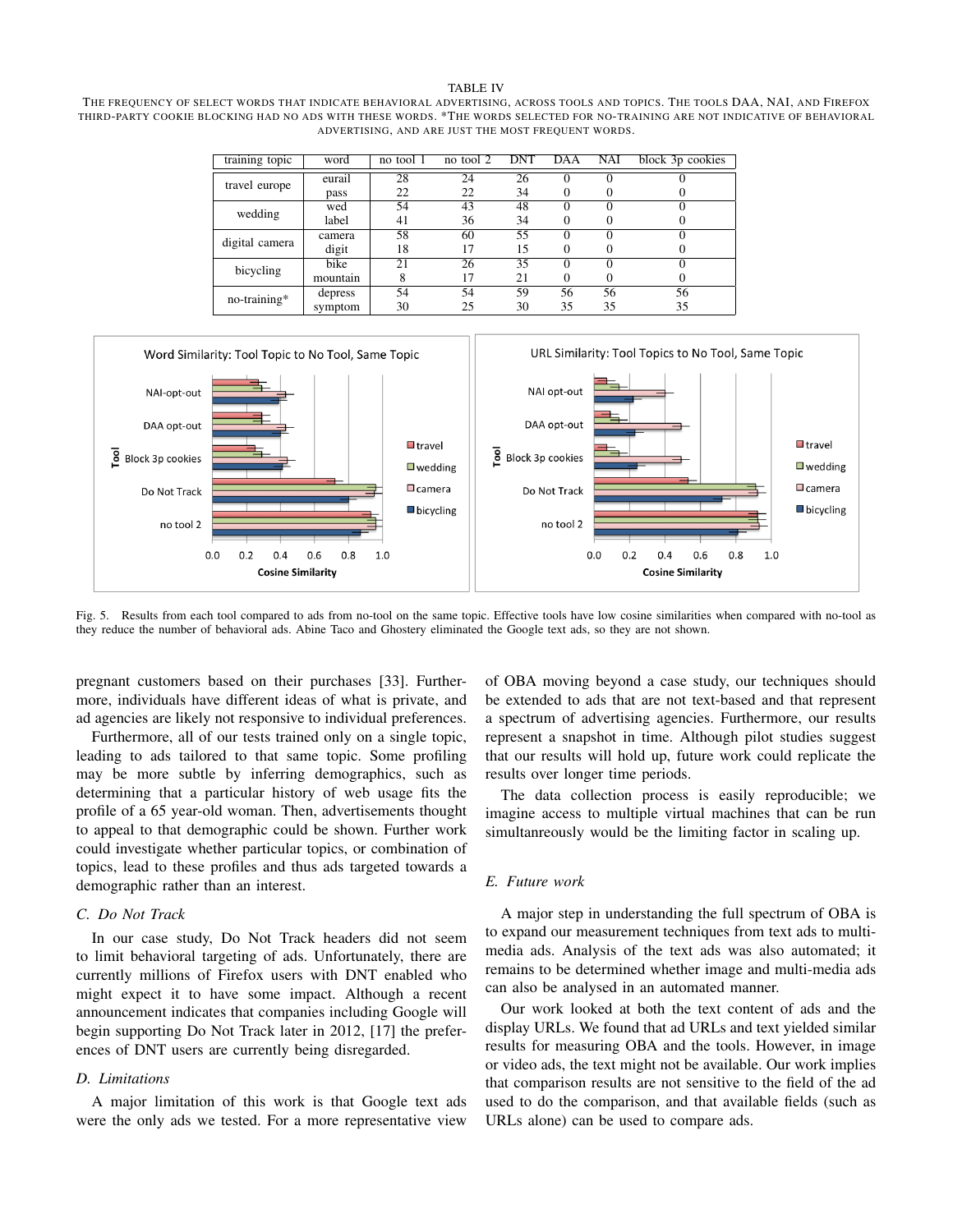TABLE IV

THE FREQUENCY OF SELECT WORDS THAT INDICATE BEHAVIORAL ADVERTISING, ACROSS TOOLS AND TOPICS. THE TOOLS DAA, NAI, AND FIREFOX THIRD-PARTY COOKIE BLOCKING HAD NO ADS WITH THESE WORDS. *THE WORDS SELECTED FOR NO-TRAINING ARE NOT INDICATIVE OF BEHAVIORAL ADVERTISING, AND ARE JUST THE MOST FREQUENT WORDS.

| training topic | word | no tool 1 | no tool 2 | DNT | DAA | NAI | block 3p cookies |
|---|---|---|---|---|---|---|---|
| travel europe | eurail | 28 | 24 | 26 | 0 | 0 | 0 |
| | pass | 22 | 22 | 34 | 0 | 0 | 0 |
| wedding | wed | 54 | 43 | 48 | 0 | 0 | 0 |
| | label | 41 | 36 | 34 | 0 | 0 | 0 |
| digital camera | camera | 58 | 60 | 55 | 0 | 0 | 0 |
| | digit | 18 | 17 | 15 | 0 | 0 | 0 |
| bicycling | bike | 21 | 26 | 35 | 0 | 0 | 0 |
| | mountain | 8 | 17 | 21 | 0 | 0 | 0 |
| no-training* | depress | 54 | 54 | 59 | 56 | 56 | 56 |
| | symptom | 30 | 25 | 30 | 35 | 35 | 35 |

Fig. 5. Results from each tool compared to ads from no-tool on the same topic. Effective tools have low cosine similarities when compared with no-tool as they reduce the number of behavioral ads. Abine Taco and Ghostery eliminated the Google text ads, so they are not shown.

pregnant customers based on their purchases [33]. Furthermore, individuals have different ideas of what is private, and ad agencies are likely not responsive to individual preferences.

Furthermore, all of our tests trained only on a single topic, leading to ads tailored to that same topic. Some profiling may be more subtle by inferring demographics, such as determining that a particular history of web usage fits the profile of a 65 year-old woman. Then, advertisements thought to appeal to that demographic could be shown. Further work could investigate whether particular topics, or combination of topics, lead to these profiles and thus ads targeted towards a demographic rather than an interest.

### C. Do Not Track

In our case study, Do Not Track headers did not seem to limit behavioral targeting of ads. Unfortunately, there are currently millions of Firefox users with DNT enabled who might expect it to have some impact. Although a recent announcement indicates that companies including Google will begin supporting Do Not Track later in 2012, [17] the preferences of DNT users are currently being disregarded.

### D. Limitations

A major limitation of this work is that Google text ads were the only ads we tested. For a more representative view of OBA moving beyond a case study, our techniques should be extended to ads that are not text-based and that represent a spectrum of advertising agencies. Furthermore, our results represent a snapshot in time. Although pilot studies suggest that our results will hold up, future work could replicate the results over longer time periods.

The data collection process is easily reproducible; we imagine access to multiple virtual machines that can be run simultanreously would be the limiting factor in scaling up.

### E. Future work

A major step in understanding the full spectrum of OBA is to expand our measurement techniques from text ads to multimedia ads. Analysis of the text ads was also automated; it remains to be determined whether image and multi-media ads can also be analysed in an automated manner.

Our work looked at both the text content of ads and the display URLs. We found that ad URLs and text yielded similar results for measuring OBA and the tools. However, in image or video ads, the text might not be available. Our work implies that comparison results are not sensitive to the field of the ad used to do the comparison, and that available fields (such as URLs alone) can be used to compare ads.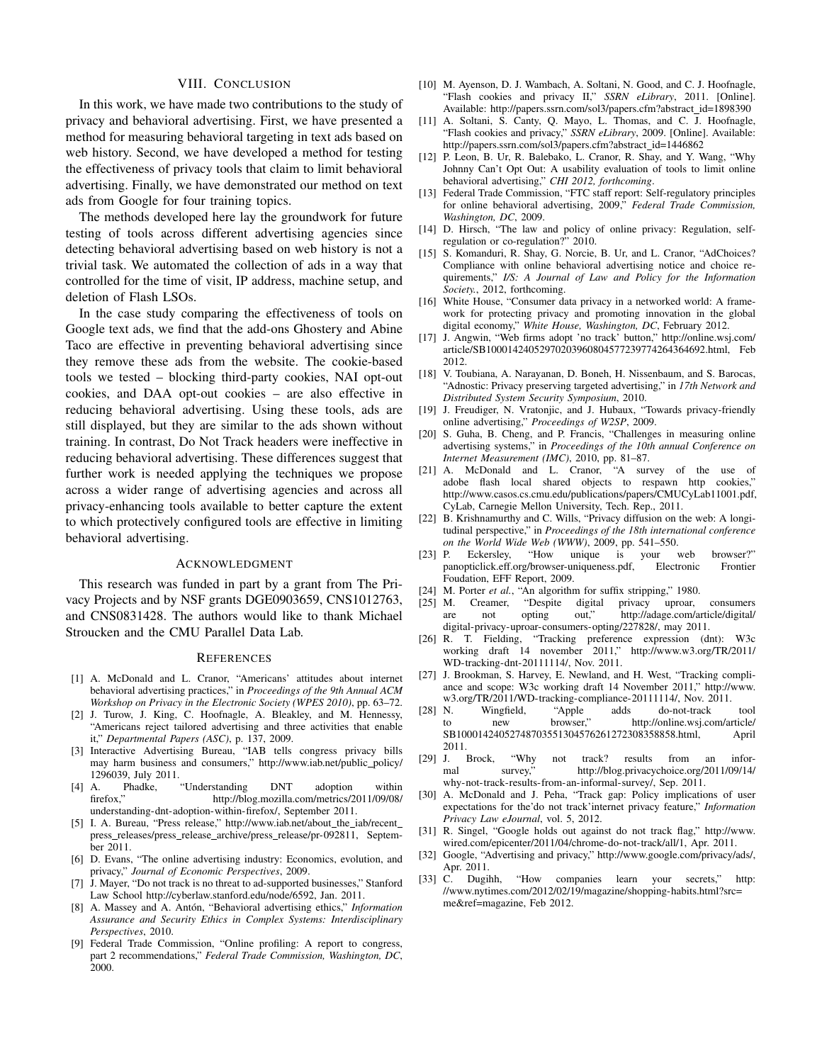## VIII. Conclusion

In this work, we have made two contributions to the study of privacy and behavioral advertising. First, we have presented a method for measuring behavioral targeting in text ads based on web history. Second, we have developed a method for testing the effectiveness of privacy tools that claim to limit behavioral advertising. Finally, we have demonstrated our method on text ads from Google for four training topics.

The methods developed here lay the groundwork for future testing of tools across different advertising agencies since detecting behavioral advertising based on web history is not a trivial task. We automated the collection of ads in a way that controlled for the time of visit, IP address, machine setup, and deletion of Flash LSOs.

In the case study comparing the effectiveness of tools on Google text ads, we find that the add-ons Ghostery and Abine Taco are effective in preventing behavioral advertising since they remove these ads from the website. The cookie-based tools we tested – blocking third-party cookies, NAI opt-out cookies, and DAA opt-out cookies – are also effective in reducing behavioral advertising. Using these tools, ads are still displayed, but they are similar to the ads shown without training. In contrast, Do Not Track headers were ineffective in reducing behavioral advertising. These differences suggest that further work is needed applying the techniques we propose across a wider range of advertising agencies and across all privacy-enhancing tools available to better capture the extent to which protectively configured tools are effective in limiting behavioral advertising.

## Acknowledgment

This research was funded in part by a grant from The Privacy Projects and by NSF grants DGE0903659, CNS1012763, and CNS0831428. The authors would like to thank Michael Stroucken and the CMU Parallel Data Lab.

## References

[1] A. McDonald and L. Cranor, "Americans' attitudes about internet behavioral advertising practices," in *Proceedings of the 9th Annual ACM Workshop on Privacy in the Electronic Society (WPES 2010)*, pp. 63–72.

[2] J. Turow, J. King, C. Hoofnagle, A. Bleakley, and M. Hennessy, "Americans reject tailored advertising and three activities that enable it," *Departmental Papers (ASC)*, p. 137, 2009.

[3] Interactive Advertising Bureau, "IAB tells congress privacy bills may harm business and consumers," http://www.iab.net/public_policy/1296039, July 2011.

[4] A. Phadke, "Understanding DNT adoption within firefox," http://blog.mozilla.com/metrics/2011/09/08/understanding-dnt-adoption-within-firefox/, September 2011.

[5] I. A. Bureau, "Press release," http://www.iab.net/about_the_iab/recent_press_releases/press_release_archive/press_release/pr-092811, September 2011.

[6] D. Evans, "The online advertising industry: Economics, evolution, and privacy," *Journal of Economic Perspectives*, 2009.

[7] J. Mayer, "Do not track is no threat to ad-supported businesses," Stanford Law School http://cyberlaw.stanford.edu/node/6592, Jan. 2011.

[8] A. Massey and A. Antón, "Behavioral advertising ethics," *Information Assurance and Security Ethics in Complex Systems: Interdisciplinary Perspectives*, 2010.

[9] Federal Trade Commission, "Online profiling: A report to congress, part 2 recommendations," *Federal Trade Commission, Washington, DC*, 2000.

[10] M. Ayenson, D. J. Wambach, A. Soltani, N. Good, and C. J. Hoofnagle, "Flash cookies and privacy II," *SSRN eLibrary*, 2011. [Online]. Available: http://papers.ssrn.com/sol3/papers.cfm?abstract_id=1898390

[11] A. Soltani, S. Canty, Q. Mayo, L. Thomas, and C. J. Hoofnagle, "Flash cookies and privacy," *SSRN eLibrary*, 2009. [Online]. Available: http://papers.ssrn.com/sol3/papers.cfm?abstract_id=1446862

[12] P. Leon, B. Ur, R. Balebako, L. Cranor, R. Shay, and Y. Wang, "Why Johnny Can't Opt Out: A usability evaluation of tools to limit online behavioral advertising," *CHI 2012, forthcoming*.

[13] Federal Trade Commission, "FTC staff report: Self-regulatory principles for online behavioral advertising, 2009," *Federal Trade Commission, Washington, DC*, 2009.

[14] D. Hirsch, "The law and policy of online privacy: Regulation, self-regulation or co-regulation?" 2010.

[15] S. Komanduri, R. Shay, G. Norcie, B. Ur, and L. Cranor, "AdChoices? Compliance with online behavioral advertising notice and choice requirements," *I/S: A Journal of Law and Policy for the Information Society.*, 2012, forthcoming.

[16] White House, "Consumer data privacy in a networked world: A framework for protecting privacy and promoting innovation in the global digital economy," *White House, Washington, DC*, February 2012.

[17] J. Angwin, "Web firms adopt 'no track' button," http://online.wsj.com/article/SB10001424052970203960804577239774264364692.html, Feb 2012.

[18] V. Toubiana, A. Narayanan, D. Boneh, H. Nissenbaum, and S. Barocas, "Adnostic: Privacy preserving targeted advertising," in *17th Network and Distributed System Security Symposium*, 2010.

[19] J. Freudiger, N. Vratonjic, and J. Hubaux, "Towards privacy-friendly online advertising," *Proceedings of W2SP*, 2009.

[20] S. Guha, B. Cheng, and P. Francis, "Challenges in measuring online advertising systems," in *Proceedings of the 10th annual Conference on Internet Measurement (IMC)*, 2010, pp. 81–87.

[21] A. McDonald and L. Cranor, "A survey of the use of adobe flash local shared objects to respawn http cookies," http://www.casos.cs.cmu.edu/publications/papers/CMUCyLab11001.pdf, CyLab, Carnegie Mellon University, Tech. Rep., 2011.

[22] B. Krishnamurthy and C. Wills, "Privacy diffusion on the web: A longitudinal perspective," in *Proceedings of the 18th international conference on the World Wide Web (WWW)*, 2009, pp. 541–550.

[23] P. Eckersley, "How unique is your web browser?" panopticlick.eff.org/browser-uniqueness.pdf, Electronic Frontier Foudation, EFF Report, 2009.

[24] M. Porter *et al.*, "An algorithm for suffix stripping," 1980.

[25] M. Creamer, "Despite digital privacy uproar, consumers are not opting out," http://adage.com/article/digital/digital-privacy-uproar-consumers-opting/227828/, may 2011.

[26] R. T. Fielding, "Tracking preference expression (dnt): W3c working draft 14 november 2011," http://www.w3.org/TR/2011/WD-tracking-dnt-20111114/, Nov. 2011.

[27] J. Brookman, S. Harvey, E. Newland, and H. West, "Tracking compliance and scope: W3c working draft 14 November 2011," http://www.w3.org/TR/2011/WD-tracking-compliance-20111114/, Nov. 2011.

[28] N. Wingfield, "Apple adds do-not-track tool to new browser," http://online.wsj.com/article/SB10001424052748703551304576261272308358858.html, April 2011.

[29] J. Brock, "Why not track? results from an informal survey," http://blog.privacychoice.org/2011/09/14/why-not-track-results-from-an-informal-survey/, Sep. 2011.

[30] A. McDonald and J. Peha, "Track gap: Policy implications of user expectations for the'do not track'internet privacy feature," *Information Privacy Law eJournal*, vol. 5, 2012.

[31] R. Singel, "Google holds out against do not track flag," http://www.wired.com/epicenter/2011/04/chrome-do-not-track/all/1, Apr. 2011.

[32] Google, "Advertising and privacy," http://www.google.com/privacy/ads/, Apr. 2011.

[33] C. Dugihh, "How companies learn your secrets," http://www.nytimes.com/2012/02/19/magazine/shopping-habits.html?src=me&ref=magazine, Feb 2012.